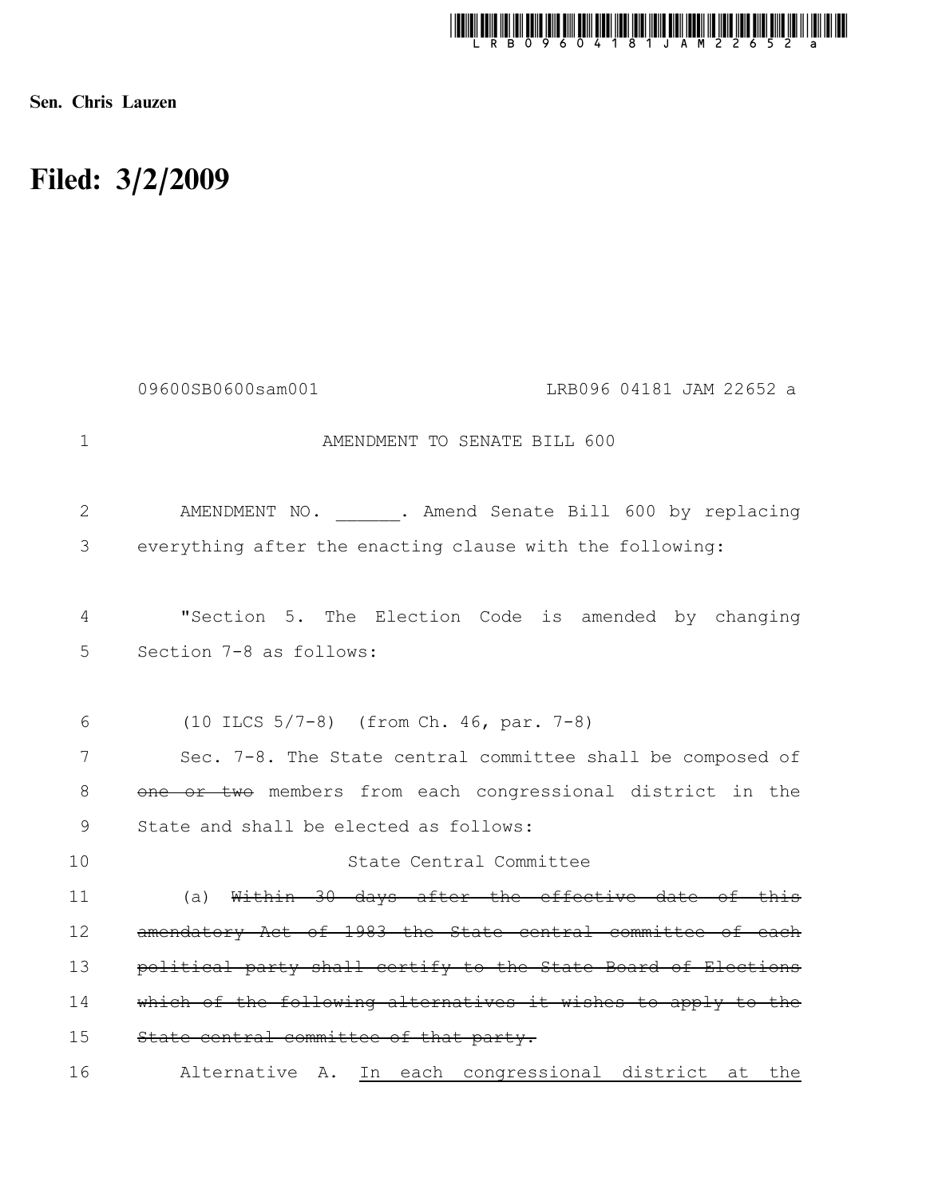Sen. Chris Lauzen

# Filed: 3/2/2009

09600SB0600sam001 LRB096 04181 JAM 22652 a

AMENDMENT TO SENATE BILL 600

AMENDMENT NO. ______. Amend Senate Bill 600 by replacing everything after the enacting clause with the following:

"Section 5. The Election Code is amended by changing Section 7-8 as follows:

(10 ILCS 5/7-8) (from Ch. 46, par. 7-8)

Sec. 7-8. The State central committee shall be composed of ~~one or two~~ members from each congressional district in the State and shall be elected as follows:

State Central Committee

(a) ~~Within 30 days after the effective date of this amendatory Act of 1983 the State central committee of each political party shall certify to the State Board of Elections which of the following alternatives it wishes to apply to the State central committee of that party.~~

Alternative A. <u>In each congressional district at the</u>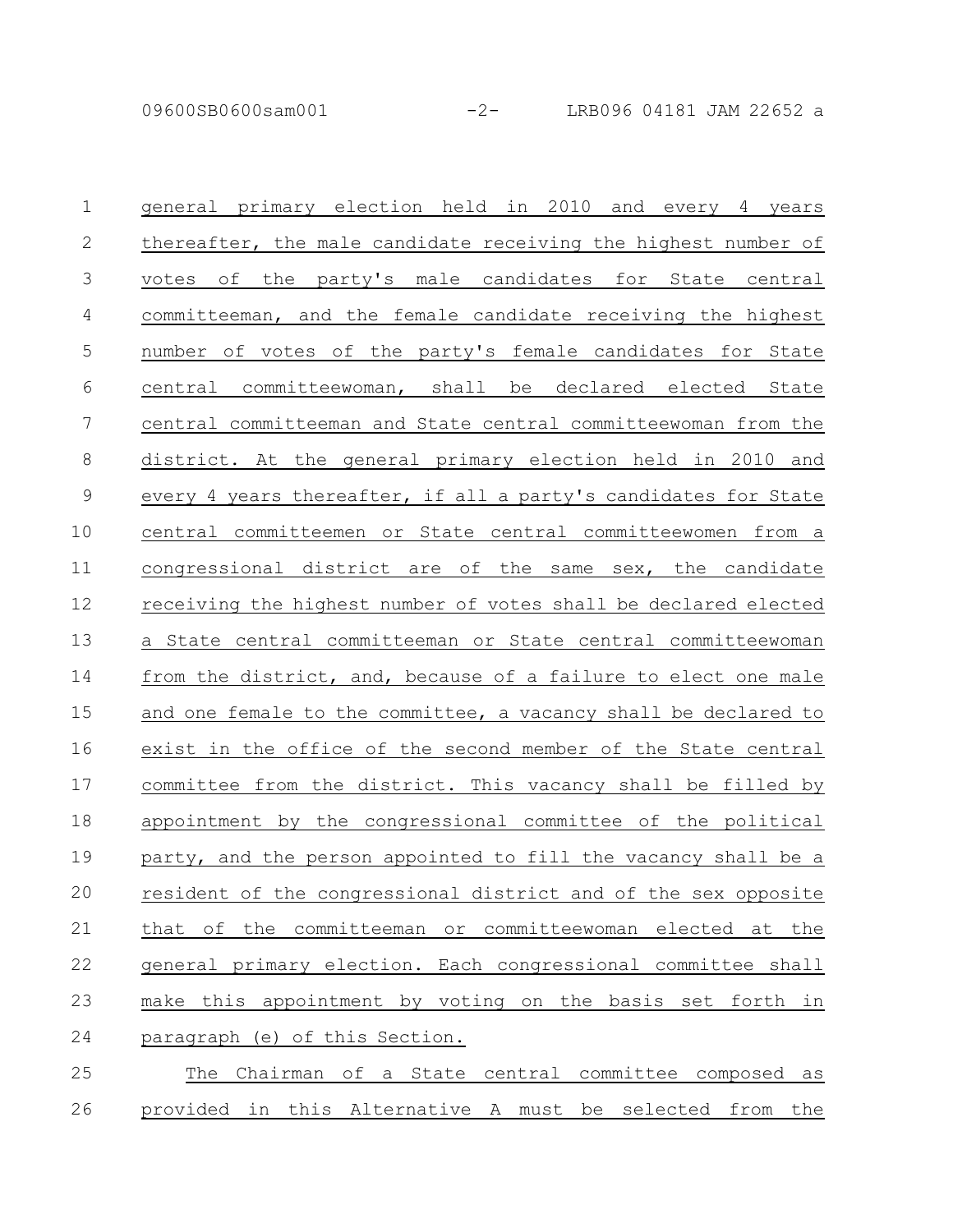general primary election held in 2010 and every 4 years thereafter, the male candidate receiving the highest number of votes of the party's male candidates for State central committeeman, and the female candidate receiving the highest number of votes of the party's female candidates for State central committeewoman, shall be declared elected State central committeeman and State central committeewoman from the district. At the general primary election held in 2010 and every 4 years thereafter, if all a party's candidates for State central committeemen or State central committeewomen from a congressional district are of the same sex, the candidate receiving the highest number of votes shall be declared elected a State central committeeman or State central committeewoman from the district, and, because of a failure to elect one male and one female to the committee, a vacancy shall be declared to exist in the office of the second member of the State central committee from the district. This vacancy shall be filled by appointment by the congressional committee of the political party, and the person appointed to fill the vacancy shall be a resident of the congressional district and of the sex opposite that of the committeeman or committeewoman elected at the general primary election. Each congressional committee shall make this appointment by voting on the basis set forth in paragraph (e) of this Section.

The Chairman of a State central committee composed as provided in this Alternative A must be selected from the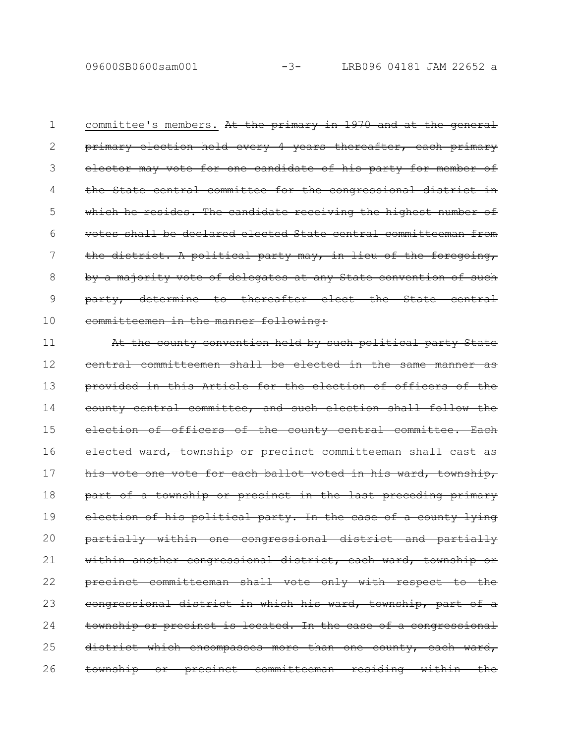<u>committee's members.</u> ~~At the primary in 1970 and at the general primary election held every 4 years thereafter, each primary elector may vote for one candidate of his party for member of the State central committee for the congressional district in which he resides. The candidate receiving the highest number of votes shall be declared elected State central committeeman from the district. A political party may, in lieu of the foregoing, by a majority vote of delegates at any State convention of such party, determine to thereafter elect the State central committeemen in the manner following:~~

~~At the county convention held by such political party State central committeemen shall be elected in the same manner as provided in this Article for the election of officers of the county central committee, and such election shall follow the election of officers of the county central committee. Each elected ward, township or precinct committeeman shall cast as his vote one vote for each ballot voted in his ward, township, part of a township or precinct in the last preceding primary election of his political party. In the case of a county lying partially within one congressional district and partially within another congressional district, each ward, township or precinct committeeman shall vote only with respect to the congressional district in which his ward, township, part of a township or precinct is located. In the case of a congressional district which encompasses more than one county, each ward, township or precinct committeeman residing within the~~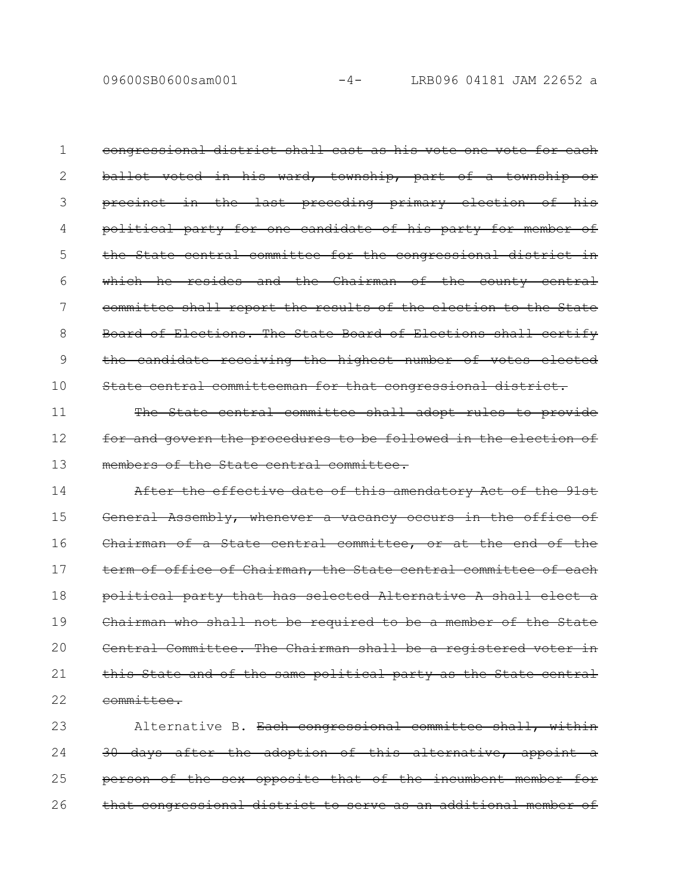~~congressional district shall cast as his vote one vote for each ballot voted in his ward, township, part of a township or precinct in the last preceding primary election of his political party for one candidate of his party for member of the State central committee for the congressional district in which he resides and the Chairman of the county central committee shall report the results of the election to the State Board of Elections. The State Board of Elections shall certify the candidate receiving the highest number of votes elected State central committeeman for that congressional district.~~

~~The State central committee shall adopt rules to provide for and govern the procedures to be followed in the election of members of the State central committee.~~

~~After the effective date of this amendatory Act of the 91st General Assembly, whenever a vacancy occurs in the office of Chairman of a State central committee, or at the end of the term of office of Chairman, the State central committee of each political party that has selected Alternative A shall elect a Chairman who shall not be required to be a member of the State Central Committee. The Chairman shall be a registered voter in this State and of the same political party as the State central committee.~~

Alternative B. ~~Each congressional committee shall, within 30 days after the adoption of this alternative, appoint a person of the sex opposite that of the incumbent member for that congressional district to serve as an additional member of~~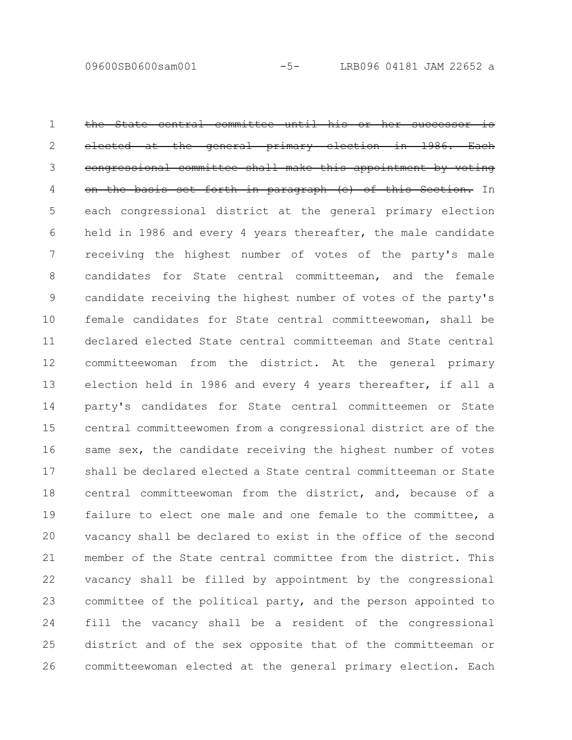~~the State central committee until his or her successor is elected at the general primary election in 1986. Each congressional committee shall make this appointment by voting on the basis set forth in paragraph (e) of this Section.~~ In each congressional district at the general primary election held in 1986 and every 4 years thereafter, the male candidate receiving the highest number of votes of the party's male candidates for State central committeeman, and the female candidate receiving the highest number of votes of the party's female candidates for State central committeewoman, shall be declared elected State central committeeman and State central committeewoman from the district. At the general primary election held in 1986 and every 4 years thereafter, if all a party's candidates for State central committeemen or State central committeewomen from a congressional district are of the same sex, the candidate receiving the highest number of votes shall be declared elected a State central committeeman or State central committeewoman from the district, and, because of a failure to elect one male and one female to the committee, a vacancy shall be declared to exist in the office of the second member of the State central committee from the district. This vacancy shall be filled by appointment by the congressional committee of the political party, and the person appointed to fill the vacancy shall be a resident of the congressional district and of the sex opposite that of the committeeman or committeewoman elected at the general primary election. Each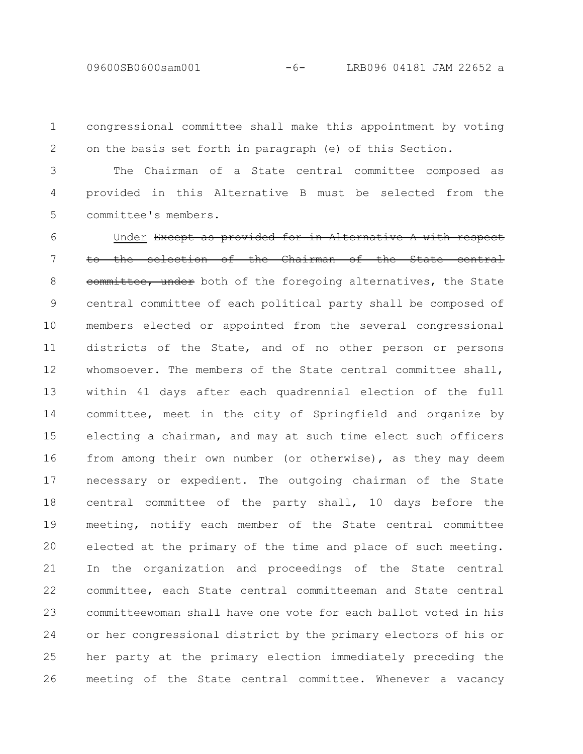congressional committee shall make this appointment by voting on the basis set forth in paragraph (e) of this Section.

The Chairman of a State central committee composed as provided in this Alternative B must be selected from the committee's members.

<u>Under</u> ~~Except as provided for in Alternative A with respect to the selection of the Chairman of the State central committee, under~~ both of the foregoing alternatives, the State central committee of each political party shall be composed of members elected or appointed from the several congressional districts of the State, and of no other person or persons whomsoever. The members of the State central committee shall, within 41 days after each quadrennial election of the full committee, meet in the city of Springfield and organize by electing a chairman, and may at such time elect such officers from among their own number (or otherwise), as they may deem necessary or expedient. The outgoing chairman of the State central committee of the party shall, 10 days before the meeting, notify each member of the State central committee elected at the primary of the time and place of such meeting. In the organization and proceedings of the State central committee, each State central committeeman and State central committeewoman shall have one vote for each ballot voted in his or her congressional district by the primary electors of his or her party at the primary election immediately preceding the meeting of the State central committee. Whenever a vacancy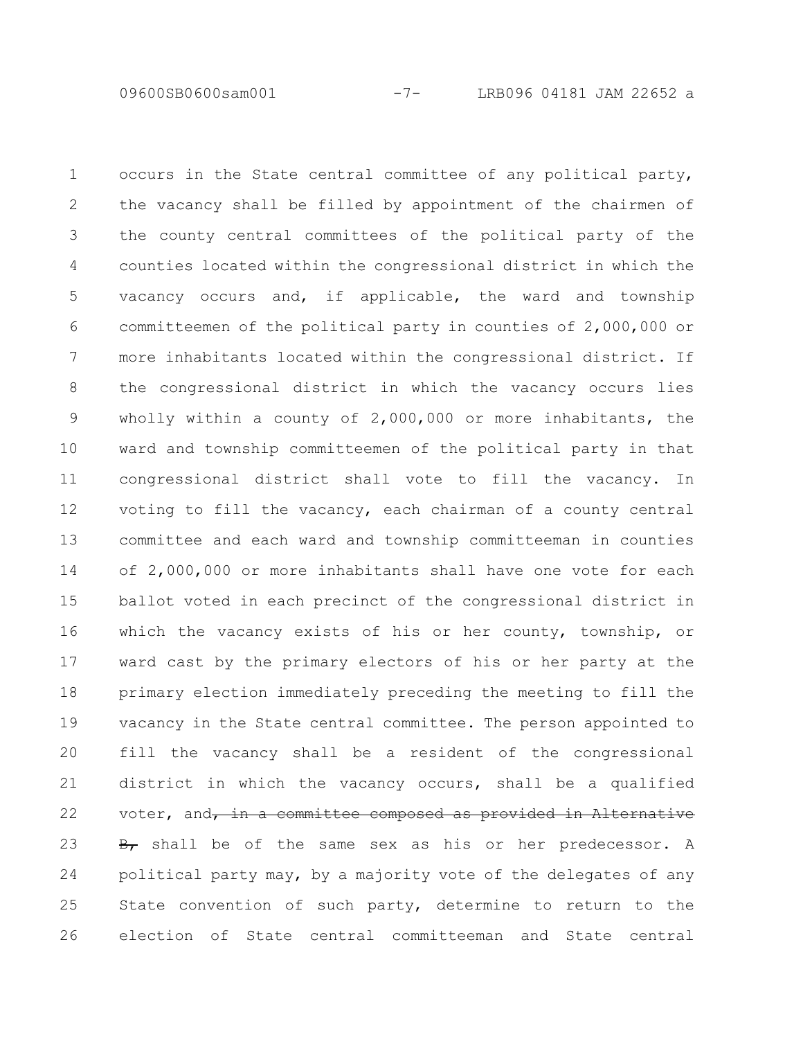occurs in the State central committee of any political party, the vacancy shall be filled by appointment of the chairmen of the county central committees of the political party of the counties located within the congressional district in which the vacancy occurs and, if applicable, the ward and township committeemen of the political party in counties of 2,000,000 or more inhabitants located within the congressional district. If the congressional district in which the vacancy occurs lies wholly within a county of 2,000,000 or more inhabitants, the ward and township committeemen of the political party in that congressional district shall vote to fill the vacancy. In voting to fill the vacancy, each chairman of a county central committee and each ward and township committeeman in counties of 2,000,000 or more inhabitants shall have one vote for each ballot voted in each precinct of the congressional district in which the vacancy exists of his or her county, township, or ward cast by the primary electors of his or her party at the primary election immediately preceding the meeting to fill the vacancy in the State central committee. The person appointed to fill the vacancy shall be a resident of the congressional district in which the vacancy occurs, shall be a qualified voter, and~~, in a committee composed as provided in Alternative B,~~ shall be of the same sex as his or her predecessor. A political party may, by a majority vote of the delegates of any State convention of such party, determine to return to the election of State central committeeman and State central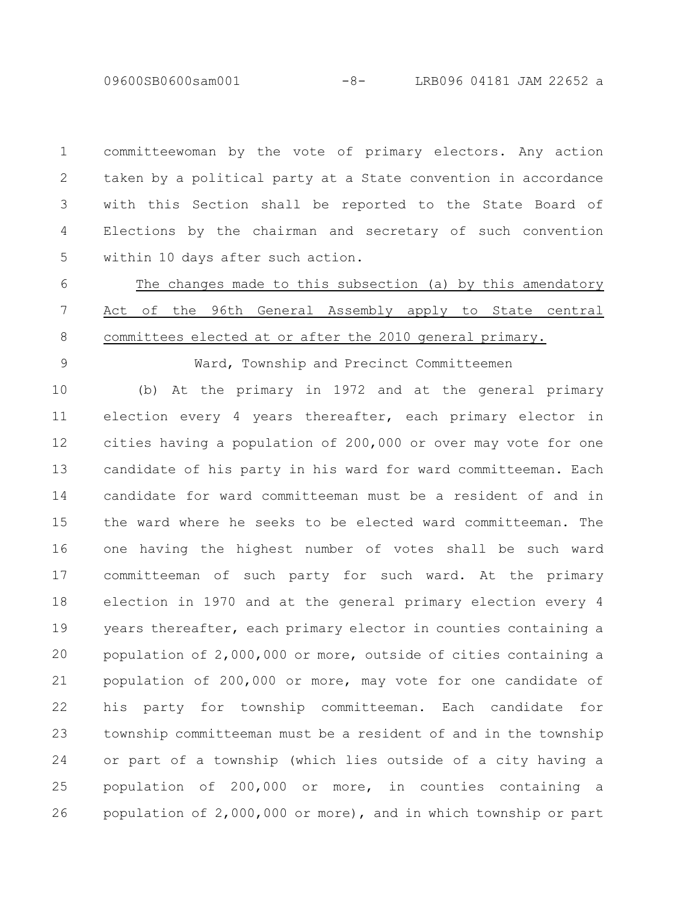committeewoman by the vote of primary electors. Any action taken by a political party at a State convention in accordance with this Section shall be reported to the State Board of Elections by the chairman and secretary of such convention within 10 days after such action.

<u>The changes made to this subsection (a) by this amendatory Act of the 96th General Assembly apply to State central committees elected at or after the 2010 general primary.</u>

Ward, Township and Precinct Committeemen

(b) At the primary in 1972 and at the general primary election every 4 years thereafter, each primary elector in cities having a population of 200,000 or over may vote for one candidate of his party in his ward for ward committeeman. Each candidate for ward committeeman must be a resident of and in the ward where he seeks to be elected ward committeeman. The one having the highest number of votes shall be such ward committeeman of such party for such ward. At the primary election in 1970 and at the general primary election every 4 years thereafter, each primary elector in counties containing a population of 2,000,000 or more, outside of cities containing a population of 200,000 or more, may vote for one candidate of his party for township committeeman. Each candidate for township committeeman must be a resident of and in the township or part of a township (which lies outside of a city having a population of 200,000 or more, in counties containing a population of 2,000,000 or more), and in which township or part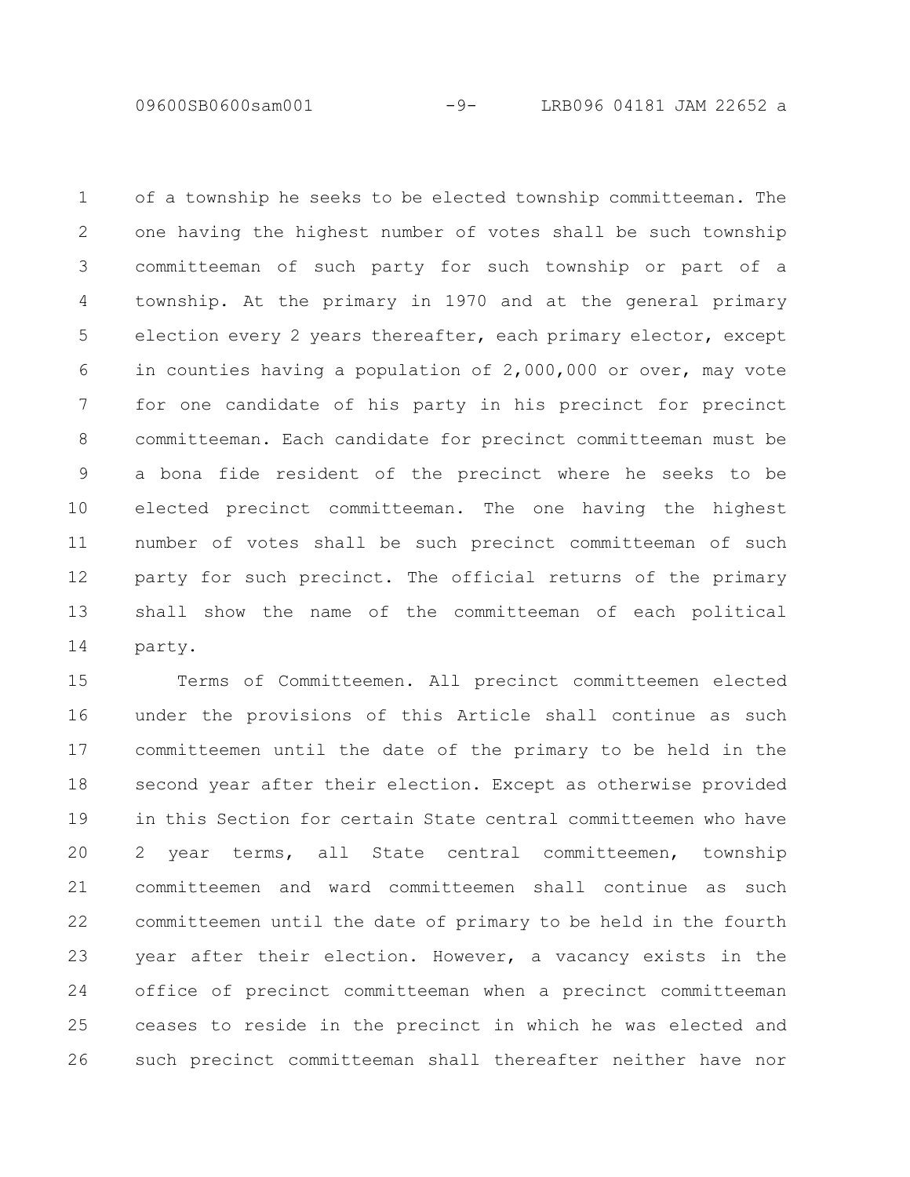of a township he seeks to be elected township committeeman. The one having the highest number of votes shall be such township committeeman of such party for such township or part of a township. At the primary in 1970 and at the general primary election every 2 years thereafter, each primary elector, except in counties having a population of 2,000,000 or over, may vote for one candidate of his party in his precinct for precinct committeeman. Each candidate for precinct committeeman must be a bona fide resident of the precinct where he seeks to be elected precinct committeeman. The one having the highest number of votes shall be such precinct committeeman of such party for such precinct. The official returns of the primary shall show the name of the committeeman of each political party.

Terms of Committeemen. All precinct committeemen elected under the provisions of this Article shall continue as such committeemen until the date of the primary to be held in the second year after their election. Except as otherwise provided in this Section for certain State central committeemen who have 2 year terms, all State central committeemen, township committeemen and ward committeemen shall continue as such committeemen until the date of primary to be held in the fourth year after their election. However, a vacancy exists in the office of precinct committeeman when a precinct committeeman ceases to reside in the precinct in which he was elected and such precinct committeeman shall thereafter neither have nor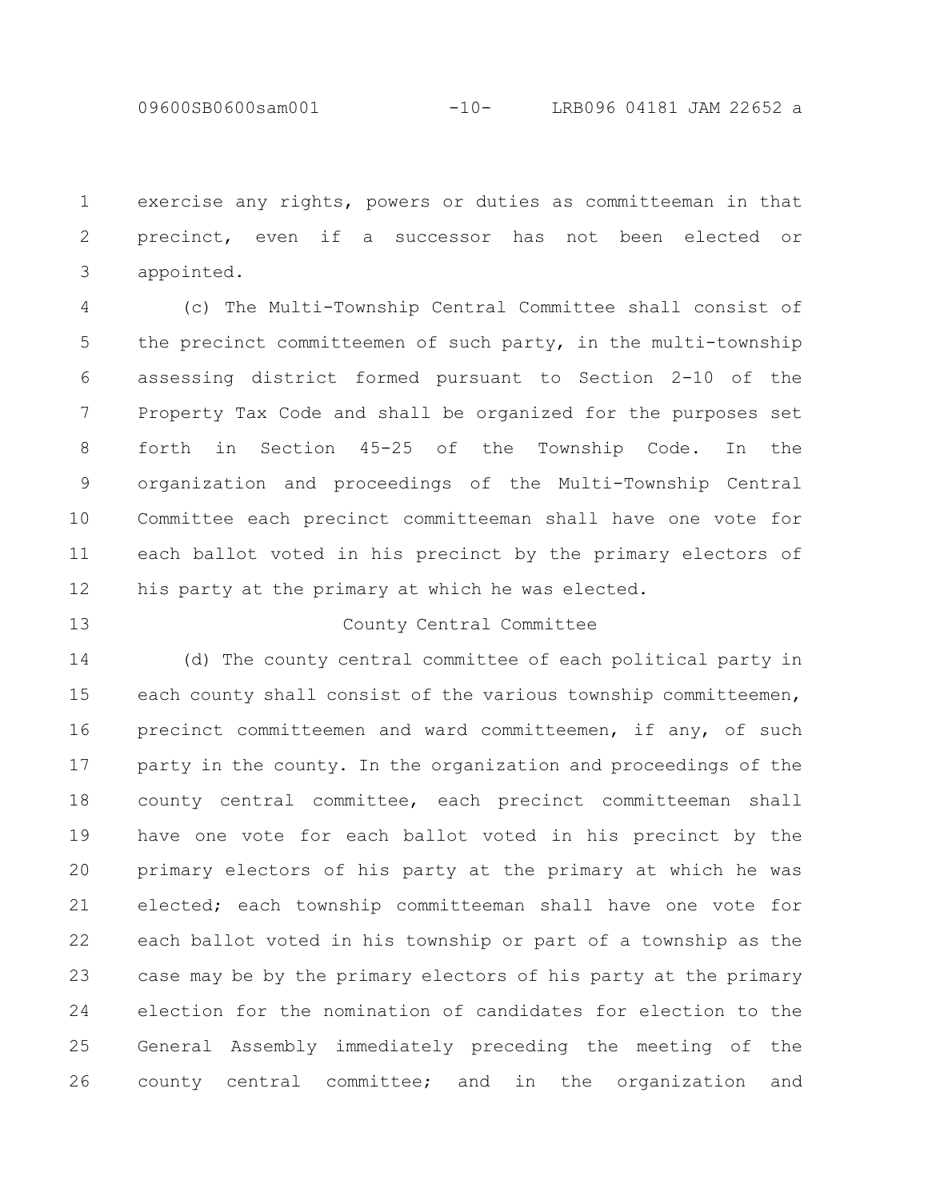exercise any rights, powers or duties as committeeman in that precinct, even if a successor has not been elected or appointed.

(c) The Multi-Township Central Committee shall consist of the precinct committeemen of such party, in the multi-township assessing district formed pursuant to Section 2-10 of the Property Tax Code and shall be organized for the purposes set forth in Section 45-25 of the Township Code. In the organization and proceedings of the Multi-Township Central Committee each precinct committeeman shall have one vote for each ballot voted in his precinct by the primary electors of his party at the primary at which he was elected.

County Central Committee

(d) The county central committee of each political party in each county shall consist of the various township committeemen, precinct committeemen and ward committeemen, if any, of such party in the county. In the organization and proceedings of the county central committee, each precinct committeeman shall have one vote for each ballot voted in his precinct by the primary electors of his party at the primary at which he was elected; each township committeeman shall have one vote for each ballot voted in his township or part of a township as the case may be by the primary electors of his party at the primary election for the nomination of candidates for election to the General Assembly immediately preceding the meeting of the county central committee; and in the organization and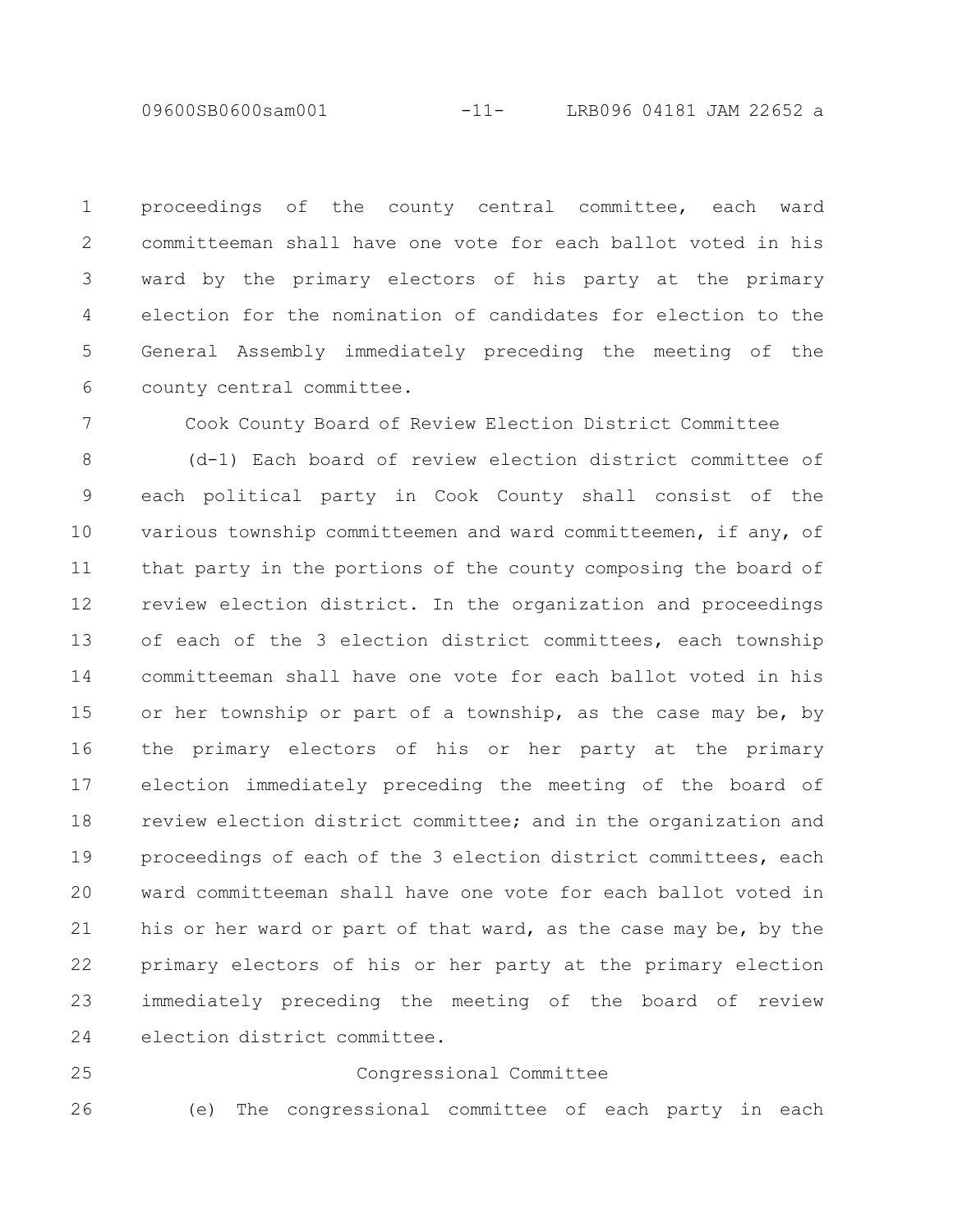proceedings of the county central committee, each ward committeeman shall have one vote for each ballot voted in his ward by the primary electors of his party at the primary election for the nomination of candidates for election to the General Assembly immediately preceding the meeting of the county central committee.

Cook County Board of Review Election District Committee

(d-1) Each board of review election district committee of each political party in Cook County shall consist of the various township committeemen and ward committeemen, if any, of that party in the portions of the county composing the board of review election district. In the organization and proceedings of each of the 3 election district committees, each township committeeman shall have one vote for each ballot voted in his or her township or part of a township, as the case may be, by the primary electors of his or her party at the primary election immediately preceding the meeting of the board of review election district committee; and in the organization and proceedings of each of the 3 election district committees, each ward committeeman shall have one vote for each ballot voted in his or her ward or part of that ward, as the case may be, by the primary electors of his or her party at the primary election immediately preceding the meeting of the board of review election district committee.

Congressional Committee

(e) The congressional committee of each party in each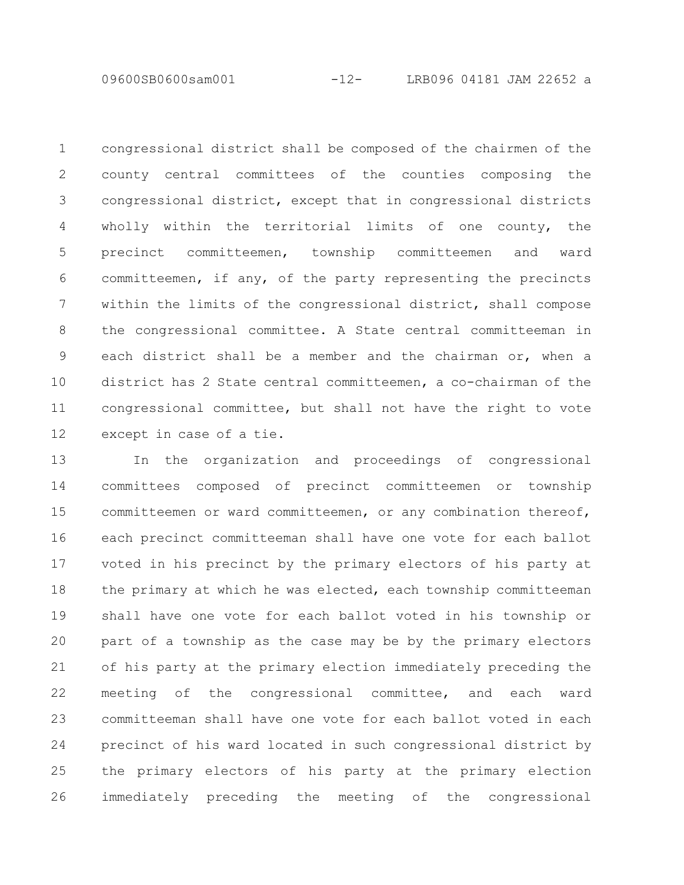congressional district shall be composed of the chairmen of the county central committees of the counties composing the congressional district, except that in congressional districts wholly within the territorial limits of one county, the precinct committeemen, township committeemen and ward committeemen, if any, of the party representing the precincts within the limits of the congressional district, shall compose the congressional committee. A State central committeeman in each district shall be a member and the chairman or, when a district has 2 State central committeemen, a co-chairman of the congressional committee, but shall not have the right to vote except in case of a tie.

In the organization and proceedings of congressional committees composed of precinct committeemen or township committeemen or ward committeemen, or any combination thereof, each precinct committeeman shall have one vote for each ballot voted in his precinct by the primary electors of his party at the primary at which he was elected, each township committeeman shall have one vote for each ballot voted in his township or part of a township as the case may be by the primary electors of his party at the primary election immediately preceding the meeting of the congressional committee, and each ward committeeman shall have one vote for each ballot voted in each precinct of his ward located in such congressional district by the primary electors of his party at the primary election immediately preceding the meeting of the congressional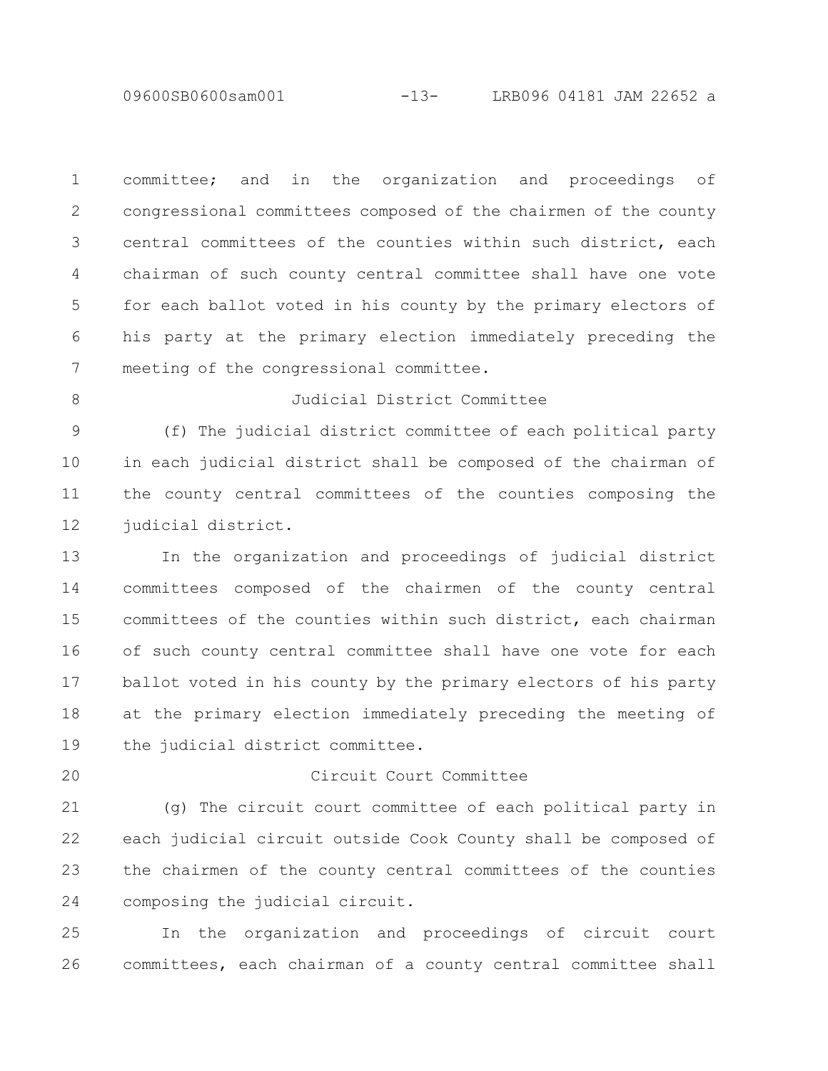committee; and in the organization and proceedings of congressional committees composed of the chairmen of the county central committees of the counties within such district, each chairman of such county central committee shall have one vote for each ballot voted in his county by the primary electors of his party at the primary election immediately preceding the meeting of the congressional committee.

Judicial District Committee

(f) The judicial district committee of each political party in each judicial district shall be composed of the chairman of the county central committees of the counties composing the judicial district.

In the organization and proceedings of judicial district committees composed of the chairmen of the county central committees of the counties within such district, each chairman of such county central committee shall have one vote for each ballot voted in his county by the primary electors of his party at the primary election immediately preceding the meeting of the judicial district committee.

Circuit Court Committee

(g) The circuit court committee of each political party in each judicial circuit outside Cook County shall be composed of the chairmen of the county central committees of the counties composing the judicial circuit.

In the organization and proceedings of circuit court committees, each chairman of a county central committee shall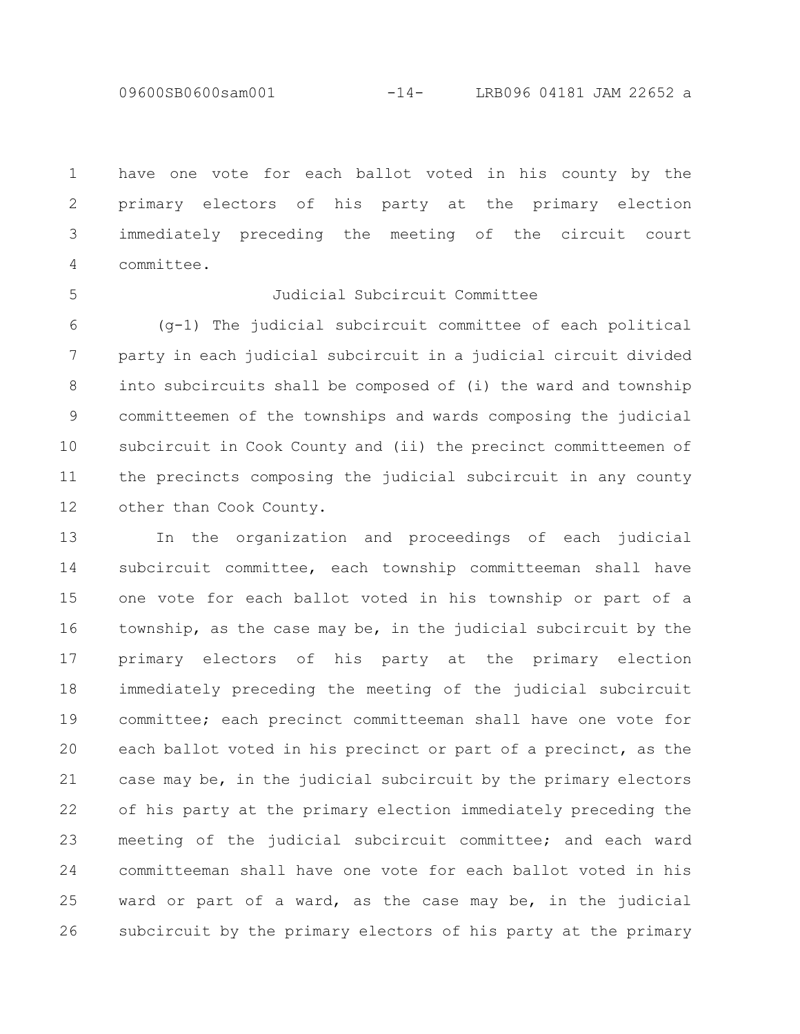have one vote for each ballot voted in his county by the primary electors of his party at the primary election immediately preceding the meeting of the circuit court committee.

Judicial Subcircuit Committee

(g-1) The judicial subcircuit committee of each political party in each judicial subcircuit in a judicial circuit divided into subcircuits shall be composed of (i) the ward and township committeemen of the townships and wards composing the judicial subcircuit in Cook County and (ii) the precinct committeemen of the precincts composing the judicial subcircuit in any county other than Cook County.

In the organization and proceedings of each judicial subcircuit committee, each township committeeman shall have one vote for each ballot voted in his township or part of a township, as the case may be, in the judicial subcircuit by the primary electors of his party at the primary election immediately preceding the meeting of the judicial subcircuit committee; each precinct committeeman shall have one vote for each ballot voted in his precinct or part of a precinct, as the case may be, in the judicial subcircuit by the primary electors of his party at the primary election immediately preceding the meeting of the judicial subcircuit committee; and each ward committeeman shall have one vote for each ballot voted in his ward or part of a ward, as the case may be, in the judicial subcircuit by the primary electors of his party at the primary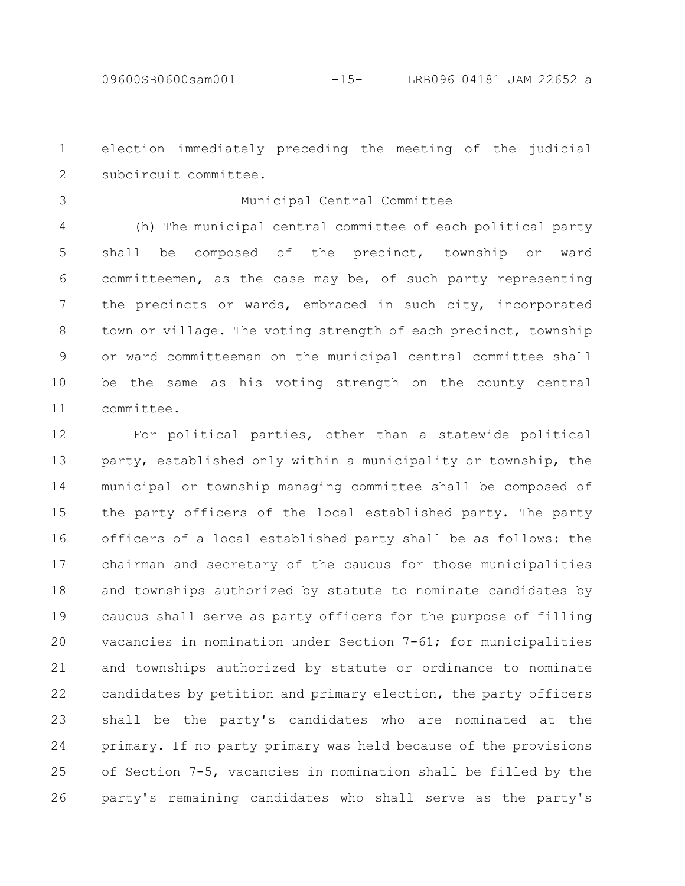election immediately preceding the meeting of the judicial subcircuit committee.

Municipal Central Committee

(h) The municipal central committee of each political party shall be composed of the precinct, township or ward committeemen, as the case may be, of such party representing the precincts or wards, embraced in such city, incorporated town or village. The voting strength of each precinct, township or ward committeeman on the municipal central committee shall be the same as his voting strength on the county central committee.

For political parties, other than a statewide political party, established only within a municipality or township, the municipal or township managing committee shall be composed of the party officers of the local established party. The party officers of a local established party shall be as follows: the chairman and secretary of the caucus for those municipalities and townships authorized by statute to nominate candidates by caucus shall serve as party officers for the purpose of filling vacancies in nomination under Section 7-61; for municipalities and townships authorized by statute or ordinance to nominate candidates by petition and primary election, the party officers shall be the party's candidates who are nominated at the primary. If no party primary was held because of the provisions of Section 7-5, vacancies in nomination shall be filled by the party's remaining candidates who shall serve as the party's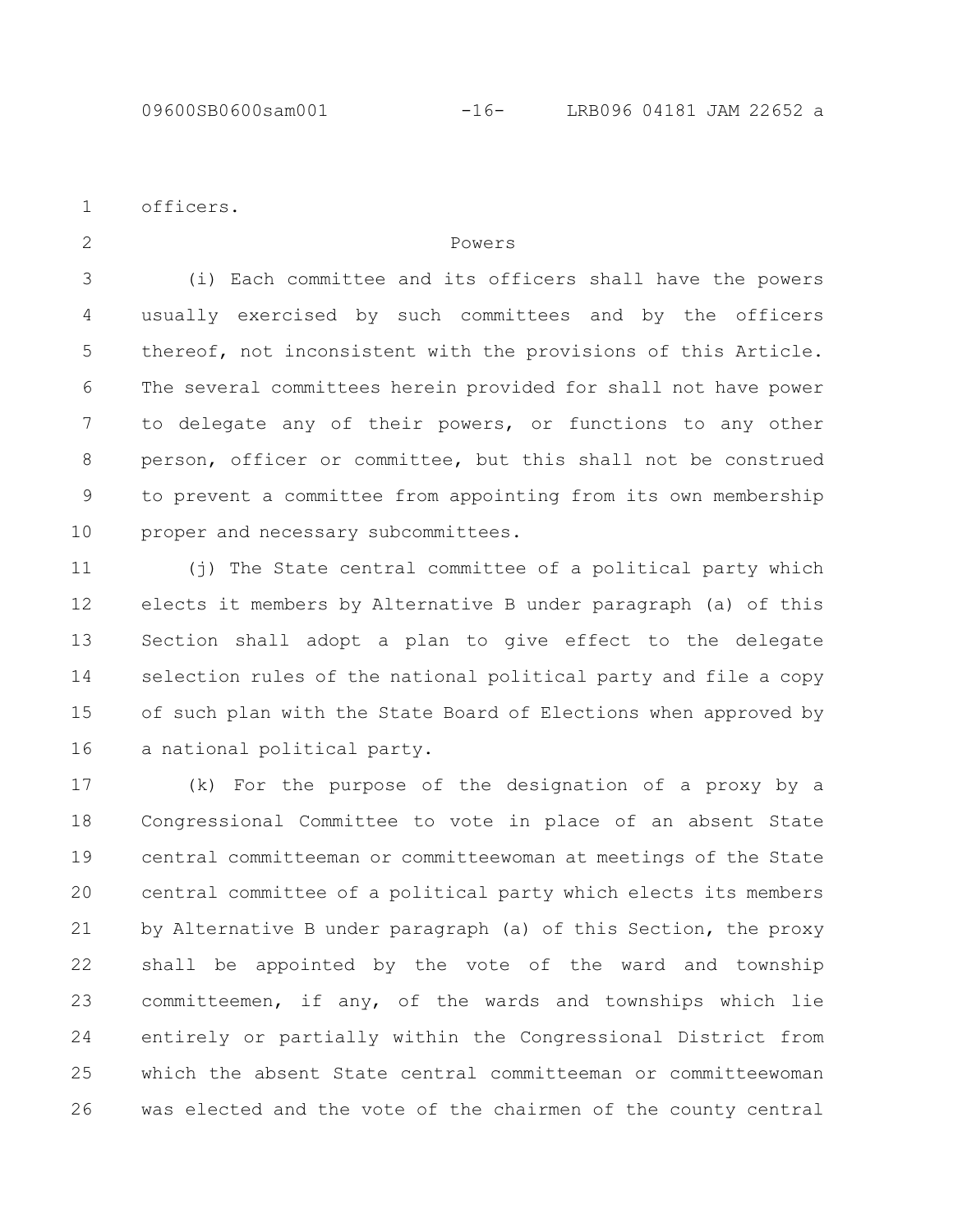officers.

Powers

(i) Each committee and its officers shall have the powers usually exercised by such committees and by the officers thereof, not inconsistent with the provisions of this Article. The several committees herein provided for shall not have power to delegate any of their powers, or functions to any other person, officer or committee, but this shall not be construed to prevent a committee from appointing from its own membership proper and necessary subcommittees.

(j) The State central committee of a political party which elects it members by Alternative B under paragraph (a) of this Section shall adopt a plan to give effect to the delegate selection rules of the national political party and file a copy of such plan with the State Board of Elections when approved by a national political party.

(k) For the purpose of the designation of a proxy by a Congressional Committee to vote in place of an absent State central committeeman or committeewoman at meetings of the State central committee of a political party which elects its members by Alternative B under paragraph (a) of this Section, the proxy shall be appointed by the vote of the ward and township committeemen, if any, of the wards and townships which lie entirely or partially within the Congressional District from which the absent State central committeeman or committeewoman was elected and the vote of the chairmen of the county central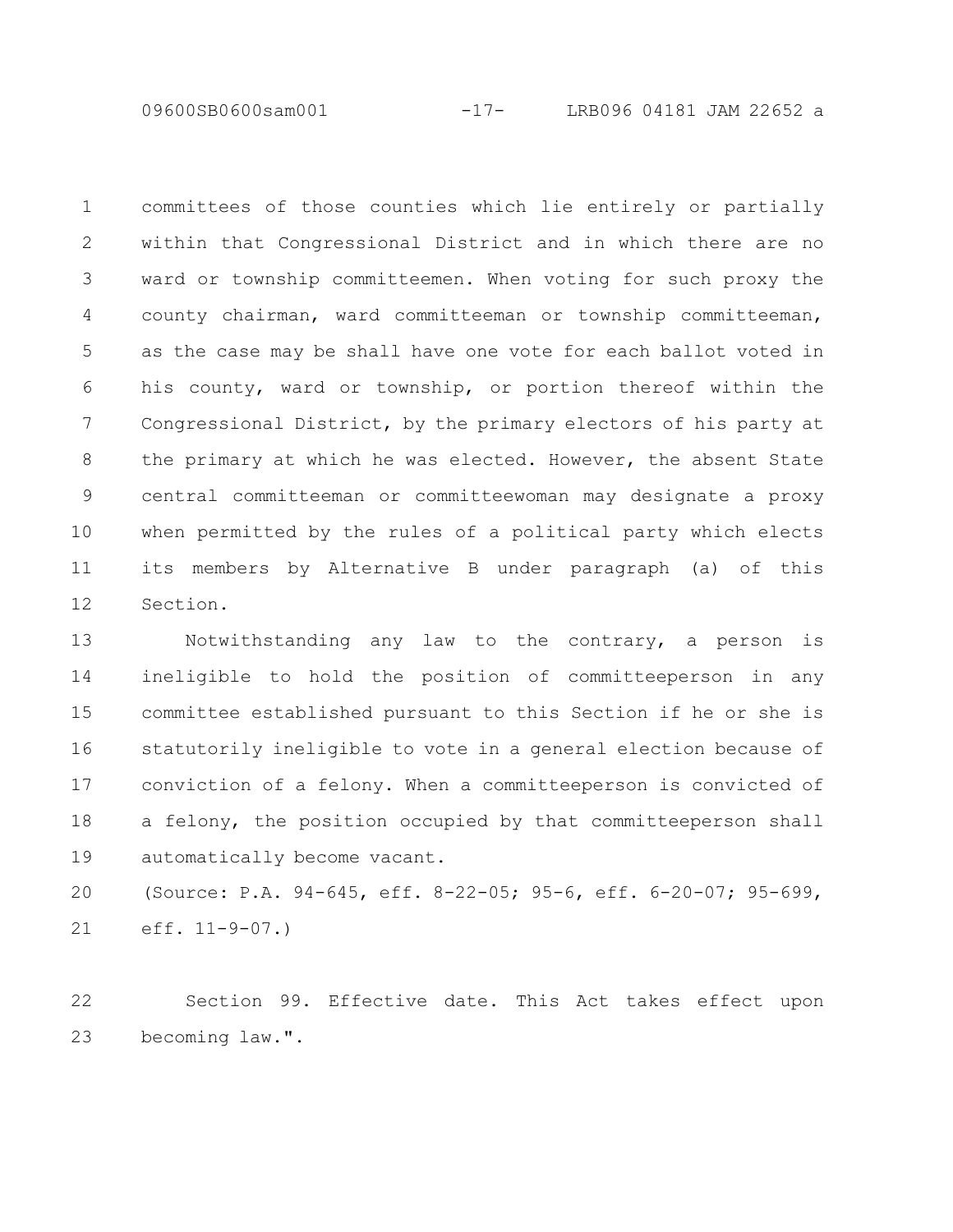committees of those counties which lie entirely or partially within that Congressional District and in which there are no ward or township committeemen. When voting for such proxy the county chairman, ward committeeman or township committeeman, as the case may be shall have one vote for each ballot voted in his county, ward or township, or portion thereof within the Congressional District, by the primary electors of his party at the primary at which he was elected. However, the absent State central committeeman or committeewoman may designate a proxy when permitted by the rules of a political party which elects its members by Alternative B under paragraph (a) of this Section.

Notwithstanding any law to the contrary, a person is ineligible to hold the position of committeeperson in any committee established pursuant to this Section if he or she is statutorily ineligible to vote in a general election because of conviction of a felony. When a committeeperson is convicted of a felony, the position occupied by that committeeperson shall automatically become vacant.

(Source: P.A. 94-645, eff. 8-22-05; 95-6, eff. 6-20-07; 95-699, eff. 11-9-07.)

Section 99. Effective date. This Act takes effect upon becoming law.".